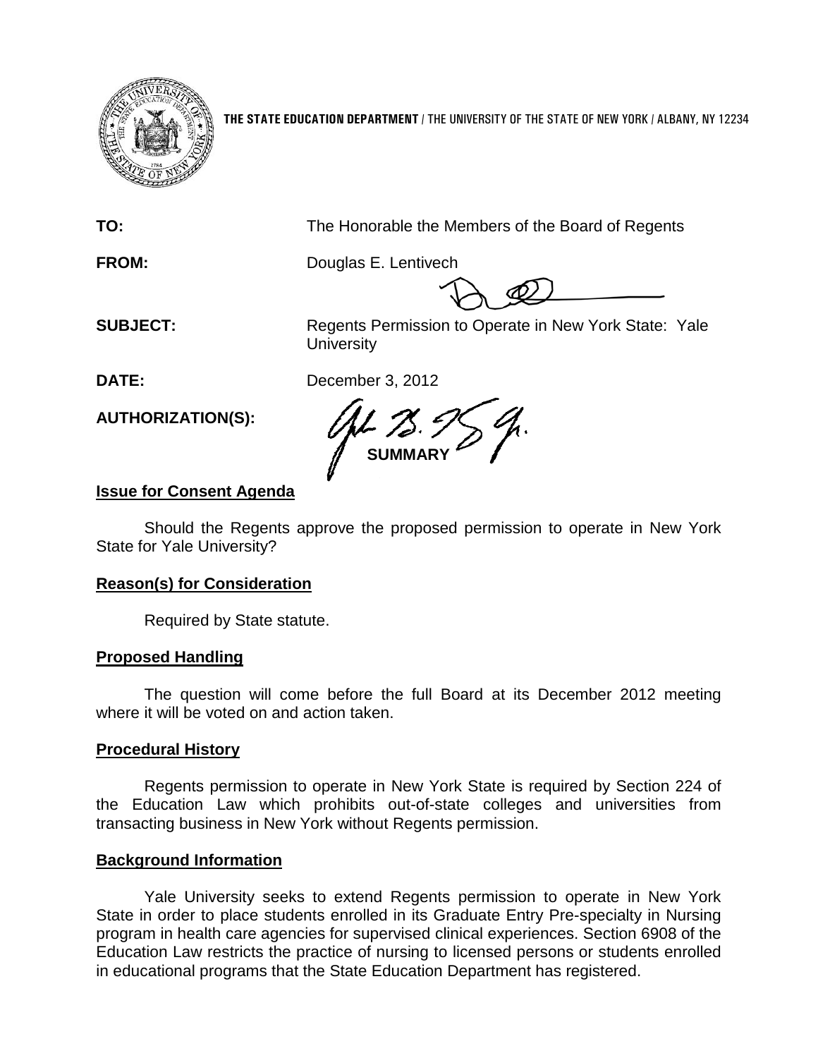**THE STATE EDUCATION DEPARTMENT** / THE UNIVERSITY OF THE STATE OF NEW YORK / ALBANY, NY 12234

**TO:** The Honorable the Members of the Board of Regents

**FROM:** Douglas E. Lentivech

**SUBJECT:** Regents Permission to Operate in New York State: Yale University

**DATE:** December 3, 2012

**AUTHORIZATION(S):**

## SUMMARY

### Issue for Consent Agenda

Should the Regents approve the proposed permission to operate in New York State for Yale University?

### Reason(s) for Consideration

Required by State statute.

### Proposed Handling

The question will come before the full Board at its December 2012 meeting where it will be voted on and action taken.

### Procedural History

Regents permission to operate in New York State is required by Section 224 of the Education Law which prohibits out-of-state colleges and universities from transacting business in New York without Regents permission.

### Background Information

Yale University seeks to extend Regents permission to operate in New York State in order to place students enrolled in its Graduate Entry Pre-specialty in Nursing program in health care agencies for supervised clinical experiences. Section 6908 of the Education Law restricts the practice of nursing to licensed persons or students enrolled in educational programs that the State Education Department has registered.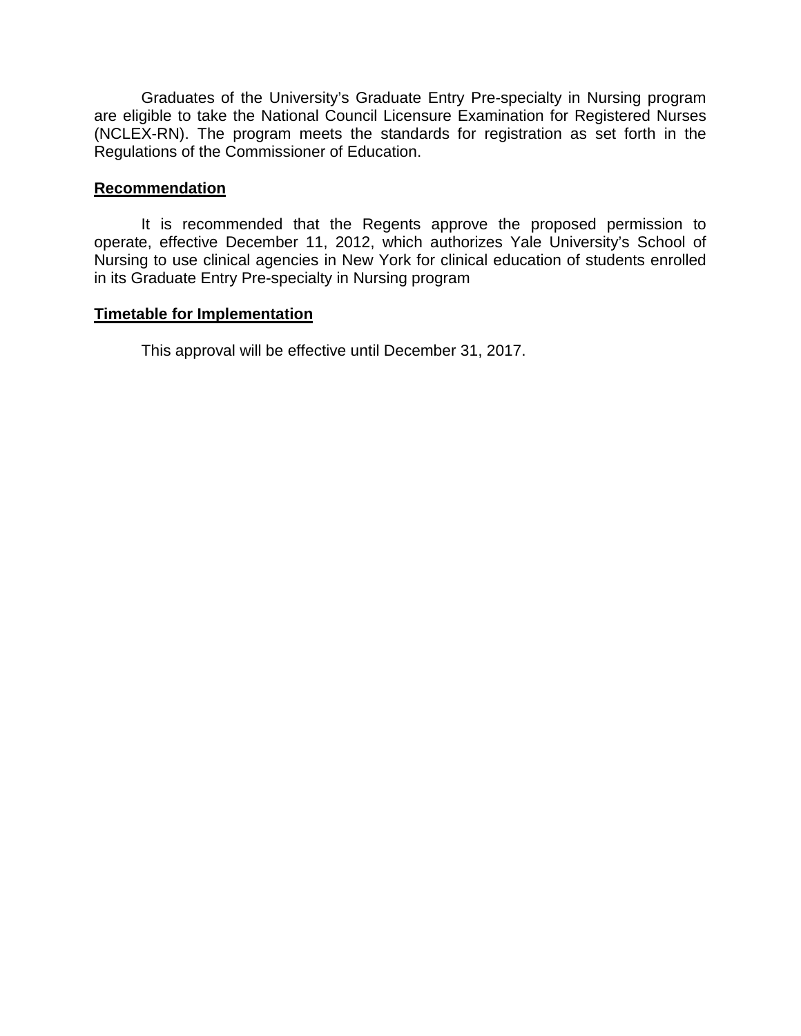Graduates of the University's Graduate Entry Pre-specialty in Nursing program are eligible to take the National Council Licensure Examination for Registered Nurses (NCLEX-RN). The program meets the standards for registration as set forth in the Regulations of the Commissioner of Education.

## Recommendation

It is recommended that the Regents approve the proposed permission to operate, effective December 11, 2012, which authorizes Yale University's School of Nursing to use clinical agencies in New York for clinical education of students enrolled in its Graduate Entry Pre-specialty in Nursing program

## Timetable for Implementation

This approval will be effective until December 31, 2017.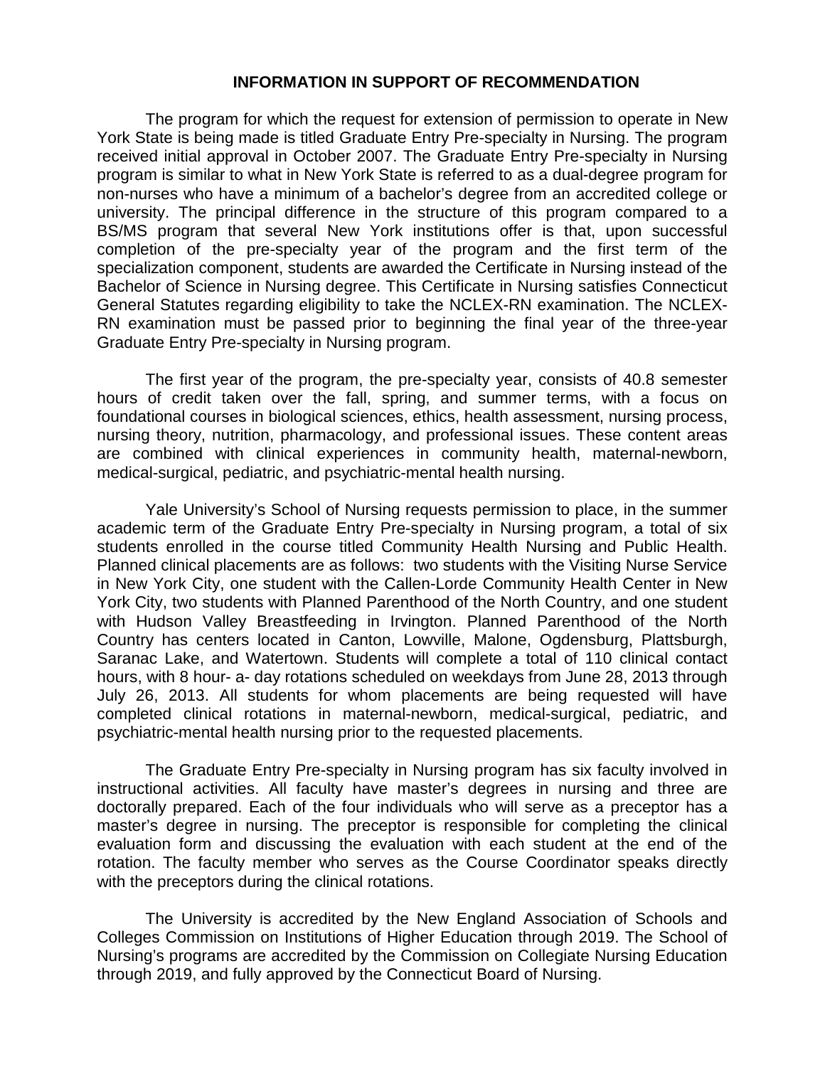## INFORMATION IN SUPPORT OF RECOMMENDATION

The program for which the request for extension of permission to operate in New York State is being made is titled Graduate Entry Pre-specialty in Nursing. The program received initial approval in October 2007. The Graduate Entry Pre-specialty in Nursing program is similar to what in New York State is referred to as a dual-degree program for non-nurses who have a minimum of a bachelor's degree from an accredited college or university. The principal difference in the structure of this program compared to a BS/MS program that several New York institutions offer is that, upon successful completion of the pre-specialty year of the program and the first term of the specialization component, students are awarded the Certificate in Nursing instead of the Bachelor of Science in Nursing degree. This Certificate in Nursing satisfies Connecticut General Statutes regarding eligibility to take the NCLEX-RN examination. The NCLEX-RN examination must be passed prior to beginning the final year of the three-year Graduate Entry Pre-specialty in Nursing program.

The first year of the program, the pre-specialty year, consists of 40.8 semester hours of credit taken over the fall, spring, and summer terms, with a focus on foundational courses in biological sciences, ethics, health assessment, nursing process, nursing theory, nutrition, pharmacology, and professional issues. These content areas are combined with clinical experiences in community health, maternal-newborn, medical-surgical, pediatric, and psychiatric-mental health nursing.

Yale University's School of Nursing requests permission to place, in the summer academic term of the Graduate Entry Pre-specialty in Nursing program, a total of six students enrolled in the course titled Community Health Nursing and Public Health. Planned clinical placements are as follows: two students with the Visiting Nurse Service in New York City, one student with the Callen-Lorde Community Health Center in New York City, two students with Planned Parenthood of the North Country, and one student with Hudson Valley Breastfeeding in Irvington. Planned Parenthood of the North Country has centers located in Canton, Lowville, Malone, Ogdensburg, Plattsburgh, Saranac Lake, and Watertown. Students will complete a total of 110 clinical contact hours, with 8 hour- a- day rotations scheduled on weekdays from June 28, 2013 through July 26, 2013. All students for whom placements are being requested will have completed clinical rotations in maternal-newborn, medical-surgical, pediatric, and psychiatric-mental health nursing prior to the requested placements.

The Graduate Entry Pre-specialty in Nursing program has six faculty involved in instructional activities. All faculty have master's degrees in nursing and three are doctorally prepared. Each of the four individuals who will serve as a preceptor has a master's degree in nursing. The preceptor is responsible for completing the clinical evaluation form and discussing the evaluation with each student at the end of the rotation. The faculty member who serves as the Course Coordinator speaks directly with the preceptors during the clinical rotations.

The University is accredited by the New England Association of Schools and Colleges Commission on Institutions of Higher Education through 2019. The School of Nursing's programs are accredited by the Commission on Collegiate Nursing Education through 2019, and fully approved by the Connecticut Board of Nursing.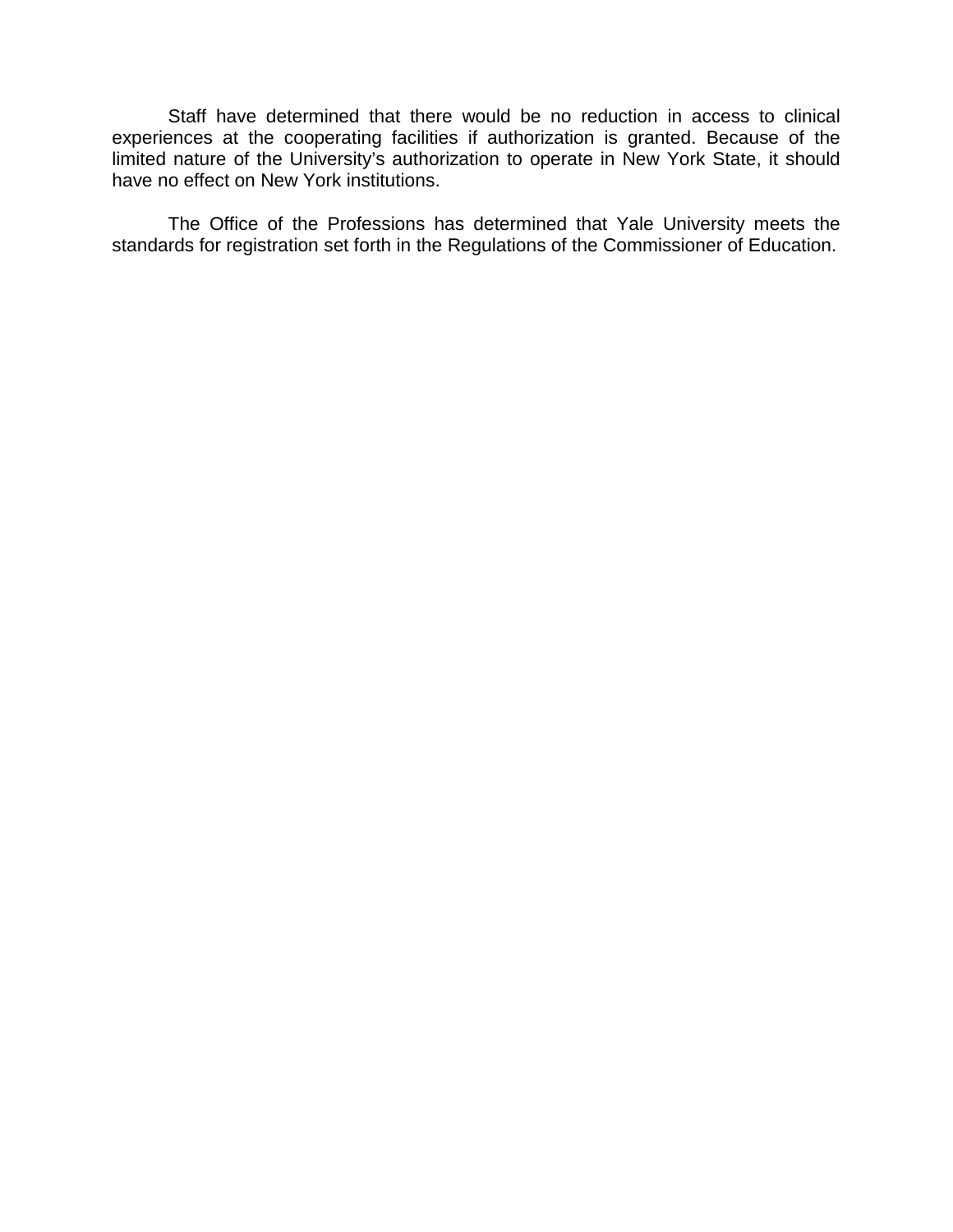Staff have determined that there would be no reduction in access to clinical experiences at the cooperating facilities if authorization is granted. Because of the limited nature of the University's authorization to operate in New York State, it should have no effect on New York institutions.

The Office of the Professions has determined that Yale University meets the standards for registration set forth in the Regulations of the Commissioner of Education.